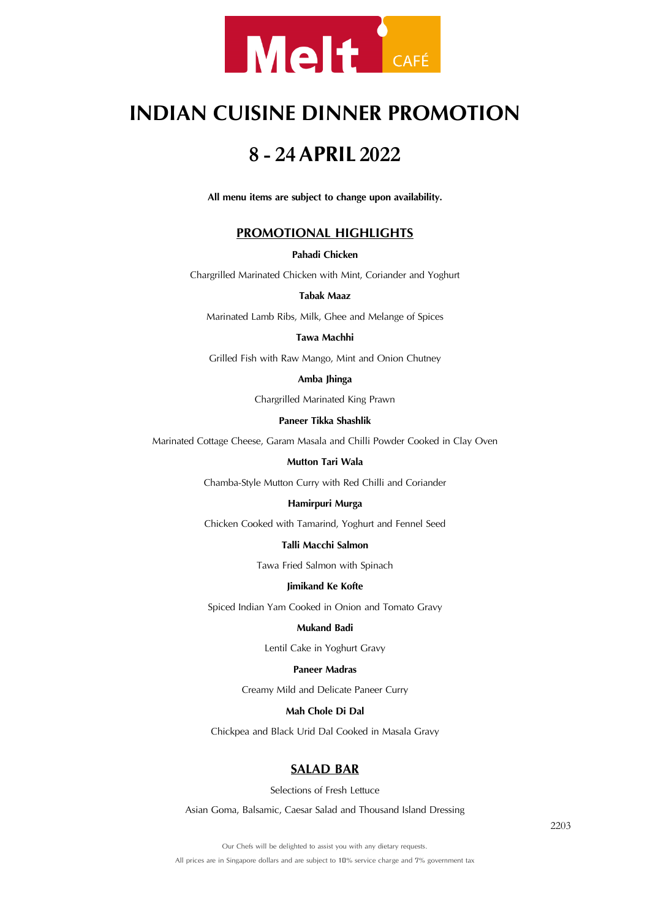Melt CAFÉ

# INDIAN CUISINE DINNER PROMOTION

## 8 - 24 APRIL 2022

**All menu items are subject to change upon availability.**

### PROMOTIONAL HIGHLIGHTS

**Pahadi Chicken**

Chargrilled Marinated Chicken with Mint, Coriander and Yoghurt

**Tabak Maaz**

Marinated Lamb Ribs, Milk, Ghee and Melange of Spices

**Tawa Machhi**

Grilled Fish with Raw Mango, Mint and Onion Chutney

**Amba Jhinga**

Chargrilled Marinated King Prawn

**Paneer Tikka Shashlik**

Marinated Cottage Cheese, Garam Masala and Chilli Powder Cooked in Clay Oven

**Mutton Tari Wala**

Chamba-Style Mutton Curry with Red Chilli and Coriander

**Hamirpuri Murga**

Chicken Cooked with Tamarind, Yoghurt and Fennel Seed

**Talli Macchi Salmon**

Tawa Fried Salmon with Spinach

**Jimikand Ke Kofte**

Spiced Indian Yam Cooked in Onion and Tomato Gravy

**Mukand Badi**

Lentil Cake in Yoghurt Gravy

**Paneer Madras**

Creamy Mild and Delicate Paneer Curry

**Mah Chole Di Dal**

Chickpea and Black Urid Dal Cooked in Masala Gravy

### SALAD BAR

Selections of Fresh Lettuce

Asian Goma, Balsamic, Caesar Salad and Thousand Island Dressing

2203

Our Chefs will be delighted to assist you with any dietary requests.

All prices are in Singapore dollars and are subject to 10% service charge and 7% government tax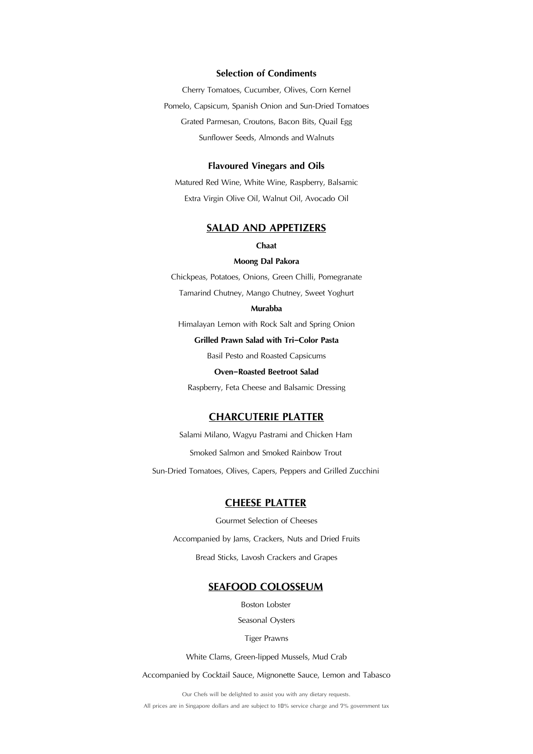**Selection of Condiments**

Cherry Tomatoes, Cucumber, Olives, Corn Kernel

Pomelo, Capsicum, Spanish Onion and Sun-Dried Tomatoes

Grated Parmesan, Croutons, Bacon Bits, Quail Egg

Sunflower Seeds, Almonds and Walnuts

**Flavoured Vinegars and Oils**

Matured Red Wine, White Wine, Raspberry, Balsamic

Extra Virgin Olive Oil, Walnut Oil, Avocado Oil

## SALAD AND APPETIZERS

**Chaat**

**Moong Dal Pakora**

Chickpeas, Potatoes, Onions, Green Chilli, Pomegranate

Tamarind Chutney, Mango Chutney, Sweet Yoghurt

**Murabba**

Himalayan Lemon with Rock Salt and Spring Onion

**Grilled Prawn Salad with Tri-Color Pasta**

Basil Pesto and Roasted Capsicums

**Oven-Roasted Beetroot Salad**

Raspberry, Feta Cheese and Balsamic Dressing

## CHARCUTERIE PLATTER

Salami Milano, Wagyu Pastrami and Chicken Ham

Smoked Salmon and Smoked Rainbow Trout

Sun-Dried Tomatoes, Olives, Capers, Peppers and Grilled Zucchini

## CHEESE PLATTER

Gourmet Selection of Cheeses

Accompanied by Jams, Crackers, Nuts and Dried Fruits

Bread Sticks, Lavosh Crackers and Grapes

## SEAFOOD COLOSSEUM

Boston Lobster

Seasonal Oysters

Tiger Prawns

White Clams, Green-lipped Mussels, Mud Crab

Accompanied by Cocktail Sauce, Mignonette Sauce, Lemon and Tabasco

Our Chefs will be delighted to assist you with any dietary requests.

All prices are in Singapore dollars and are subject to 10% service charge and 7% government tax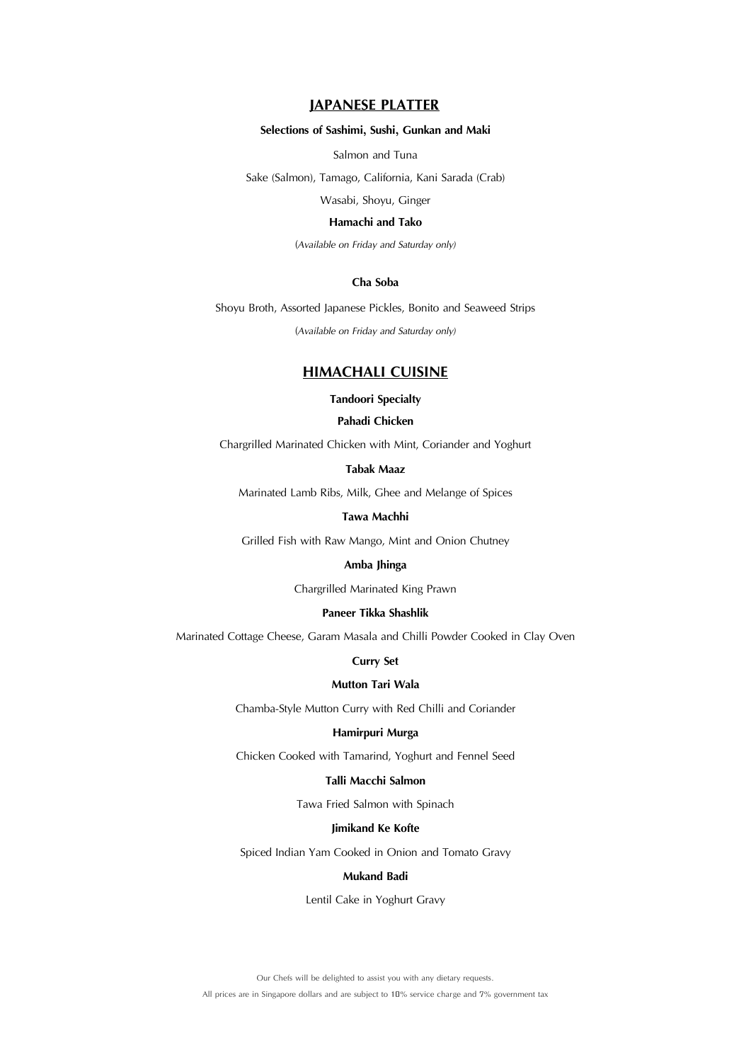## JAPANESE PLATTER

**Selections of Sashimi, Sushi, Gunkan and Maki**

Salmon and Tuna

Sake (Salmon), Tamago, California, Kani Sarada (Crab)

Wasabi, Shoyu, Ginger

**Hamachi and Tako**

(*Available on Friday and Saturday only*)

**Cha Soba**

Shoyu Broth, Assorted Japanese Pickles, Bonito and Seaweed Strips

(*Available on Friday and Saturday only*)

## HIMACHALI CUISINE

**Tandoori Specialty**

**Pahadi Chicken**

Chargrilled Marinated Chicken with Mint, Coriander and Yoghurt

**Tabak Maaz**

Marinated Lamb Ribs, Milk, Ghee and Melange of Spices

**Tawa Machhi**

Grilled Fish with Raw Mango, Mint and Onion Chutney

**Amba Jhinga**

Chargrilled Marinated King Prawn

**Paneer Tikka Shashlik**

Marinated Cottage Cheese, Garam Masala and Chilli Powder Cooked in Clay Oven

**Curry Set**

**Mutton Tari Wala**

Chamba-Style Mutton Curry with Red Chilli and Coriander

**Hamirpuri Murga**

Chicken Cooked with Tamarind, Yoghurt and Fennel Seed

**Talli Macchi Salmon**

Tawa Fried Salmon with Spinach

**Jimikand Ke Kofte**

Spiced Indian Yam Cooked in Onion and Tomato Gravy

**Mukand Badi**

Lentil Cake in Yoghurt Gravy

Our Chefs will be delighted to assist you with any dietary requests.

All prices are in Singapore dollars and are subject to 10% service charge and 7% government tax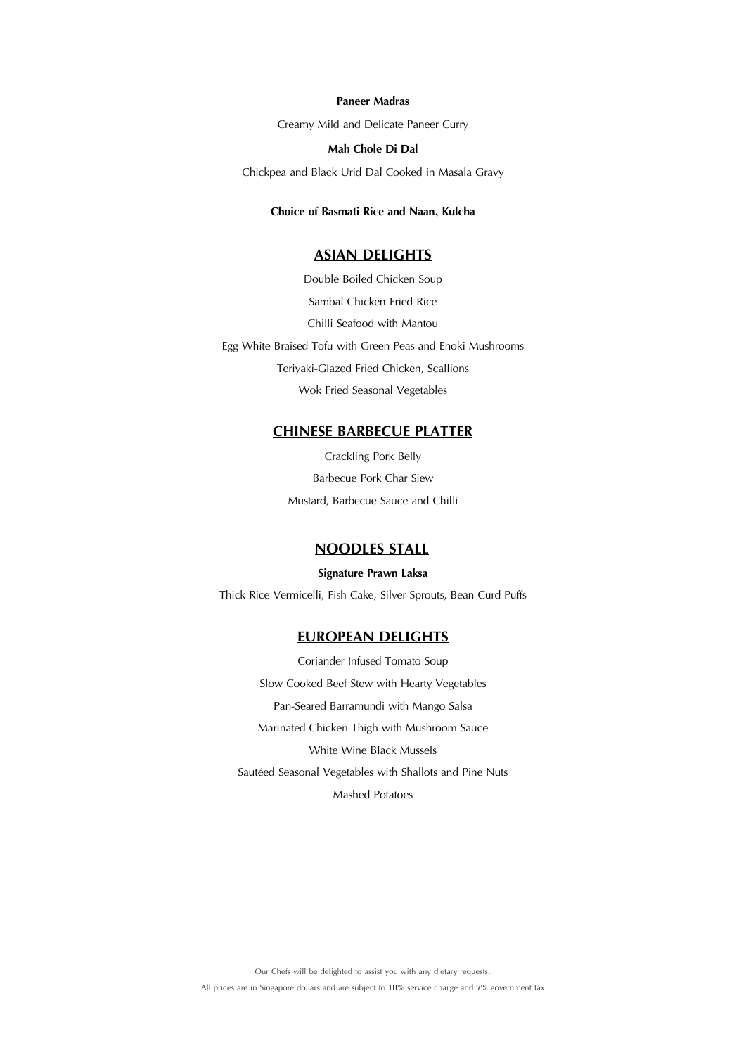**Paneer Madras**

Creamy Mild and Delicate Paneer Curry

**Mah Chole Di Dal**

Chickpea and Black Urid Dal Cooked in Masala Gravy

**Choice of Basmati Rice and Naan, Kulcha**

## ASIAN DELIGHTS

Double Boiled Chicken Soup

Sambal Chicken Fried Rice

Chilli Seafood with Mantou

Egg White Braised Tofu with Green Peas and Enoki Mushrooms

Teriyaki-Glazed Fried Chicken, Scallions

Wok Fried Seasonal Vegetables

## CHINESE BARBECUE PLATTER

Crackling Pork Belly

Barbecue Pork Char Siew

Mustard, Barbecue Sauce and Chilli

## NOODLES STALL

**Signature Prawn Laksa**

Thick Rice Vermicelli, Fish Cake, Silver Sprouts, Bean Curd Puffs

## EUROPEAN DELIGHTS

Coriander Infused Tomato Soup

Slow Cooked Beef Stew with Hearty Vegetables

Pan-Seared Barramundi with Mango Salsa

Marinated Chicken Thigh with Mushroom Sauce

White Wine Black Mussels

Sautéed Seasonal Vegetables with Shallots and Pine Nuts

Mashed Potatoes

Our Chefs will be delighted to assist you with any dietary requests.

All prices are in Singapore dollars and are subject to 10% service charge and 7% government tax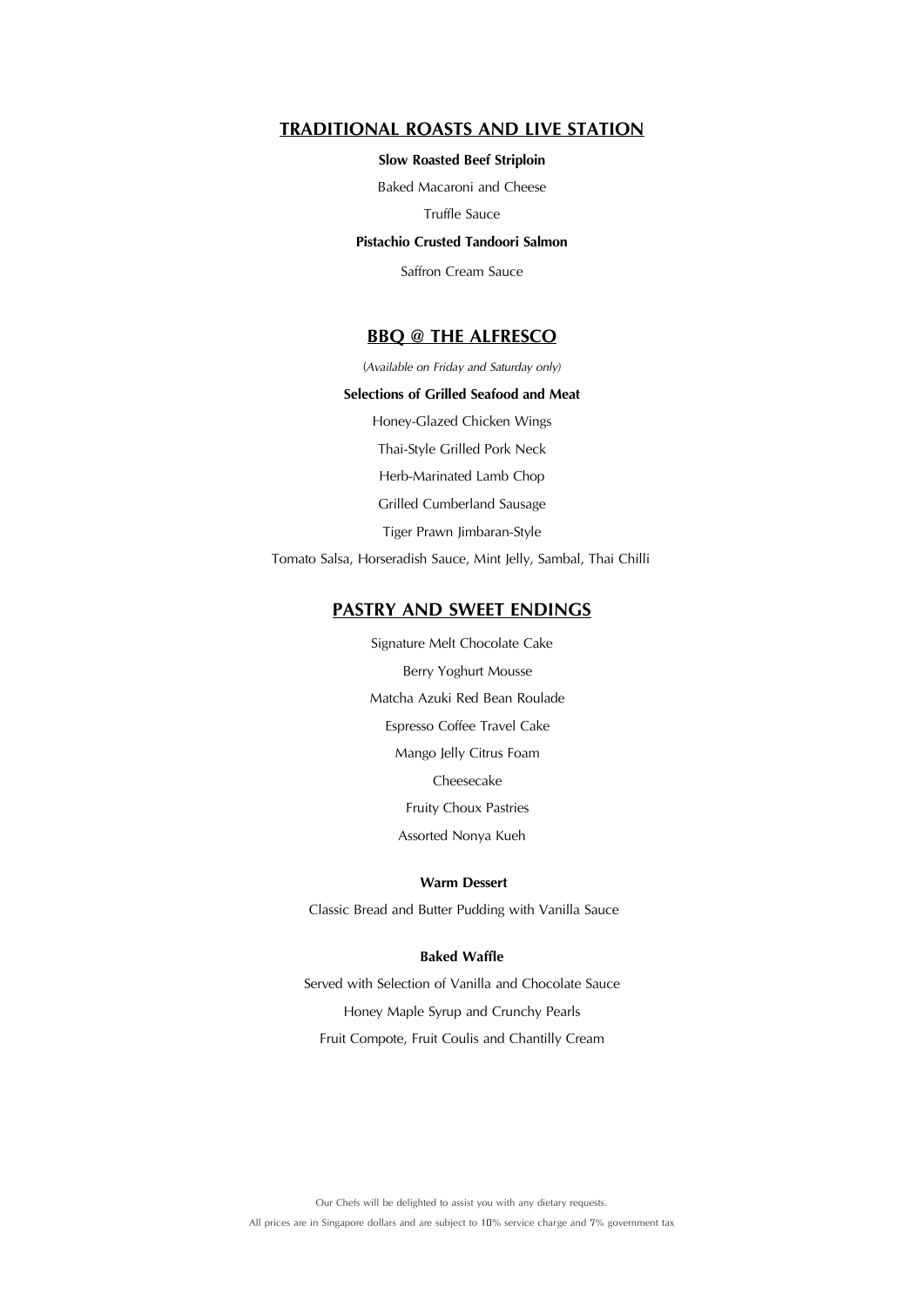## TRADITIONAL ROASTS AND LIVE STATION

**Slow Roasted Beef Striploin**

Baked Macaroni and Cheese

Truffle Sauce

**Pistachio Crusted Tandoori Salmon**

Saffron Cream Sauce

## BBQ @ THE ALFRESCO

(*Available on Friday and Saturday only)*

**Selections of Grilled Seafood and Meat**

Honey-Glazed Chicken Wings

Thai-Style Grilled Pork Neck

Herb-Marinated Lamb Chop

Grilled Cumberland Sausage

Tiger Prawn Jimbaran-Style

Tomato Salsa, Horseradish Sauce, Mint Jelly, Sambal, Thai Chilli

## PASTRY AND SWEET ENDINGS

Signature Melt Chocolate Cake

Berry Yoghurt Mousse

Matcha Azuki Red Bean Roulade

Espresso Coffee Travel Cake

Mango Jelly Citrus Foam

Cheesecake

Fruity Choux Pastries

Assorted Nonya Kueh

**Warm Dessert**

Classic Bread and Butter Pudding with Vanilla Sauce

**Baked Waffle**

Served with Selection of Vanilla and Chocolate Sauce

Honey Maple Syrup and Crunchy Pearls

Fruit Compote, Fruit Coulis and Chantilly Cream

Our Chefs will be delighted to assist you with any dietary requests.

All prices are in Singapore dollars and are subject to 10% service charge and 7% government tax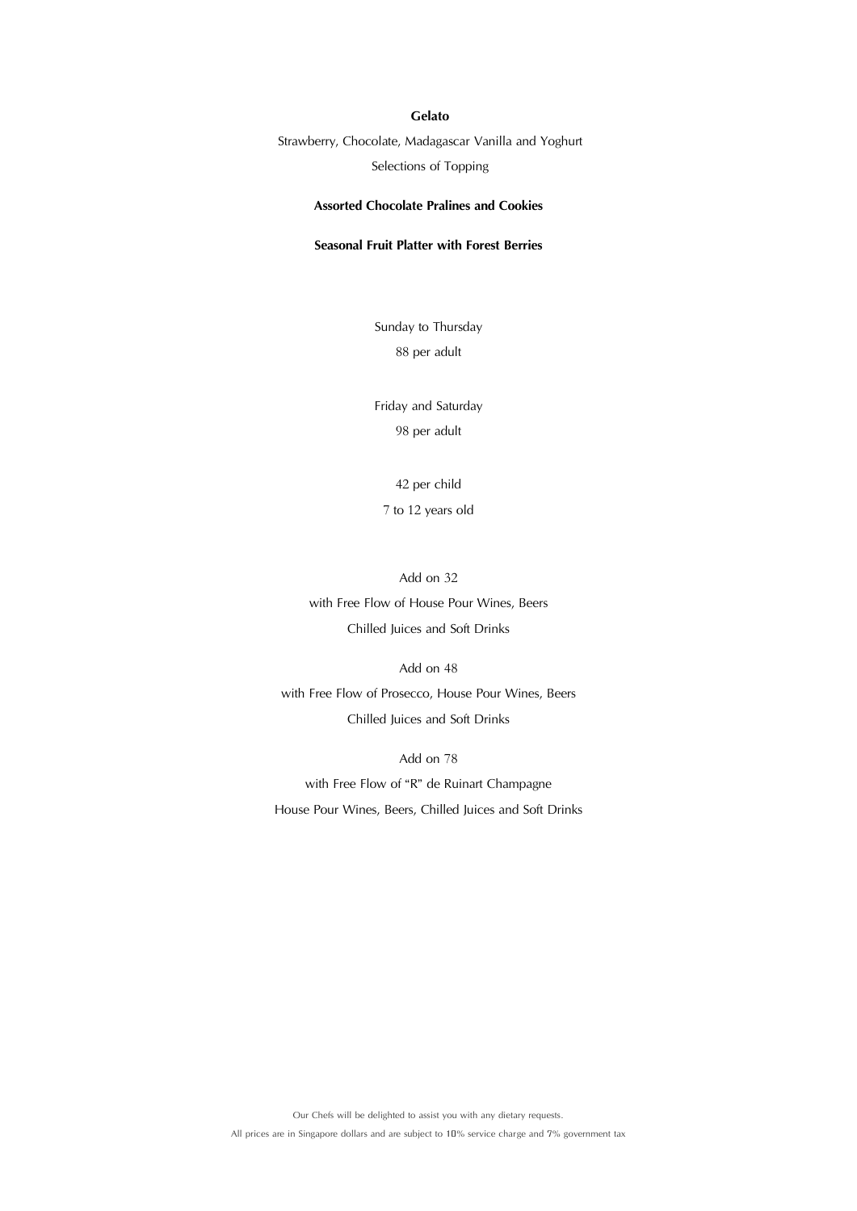**Gelato**

Strawberry, Chocolate, Madagascar Vanilla and Yoghurt

Selections of Topping

**Assorted Chocolate Pralines and Cookies**

**Seasonal Fruit Platter with Forest Berries**

Sunday to Thursday

88 per adult

Friday and Saturday

98 per adult

42 per child

7 to 12 years old

Add on 32

with Free Flow of House Pour Wines, Beers

Chilled Juices and Soft Drinks

Add on 48

with Free Flow of Prosecco, House Pour Wines, Beers

Chilled Juices and Soft Drinks

Add on 78

with Free Flow of "R" de Ruinart Champagne

House Pour Wines, Beers, Chilled Juices and Soft Drinks

Our Chefs will be delighted to assist you with any dietary requests.

All prices are in Singapore dollars and are subject to 10% service charge and 7% government tax